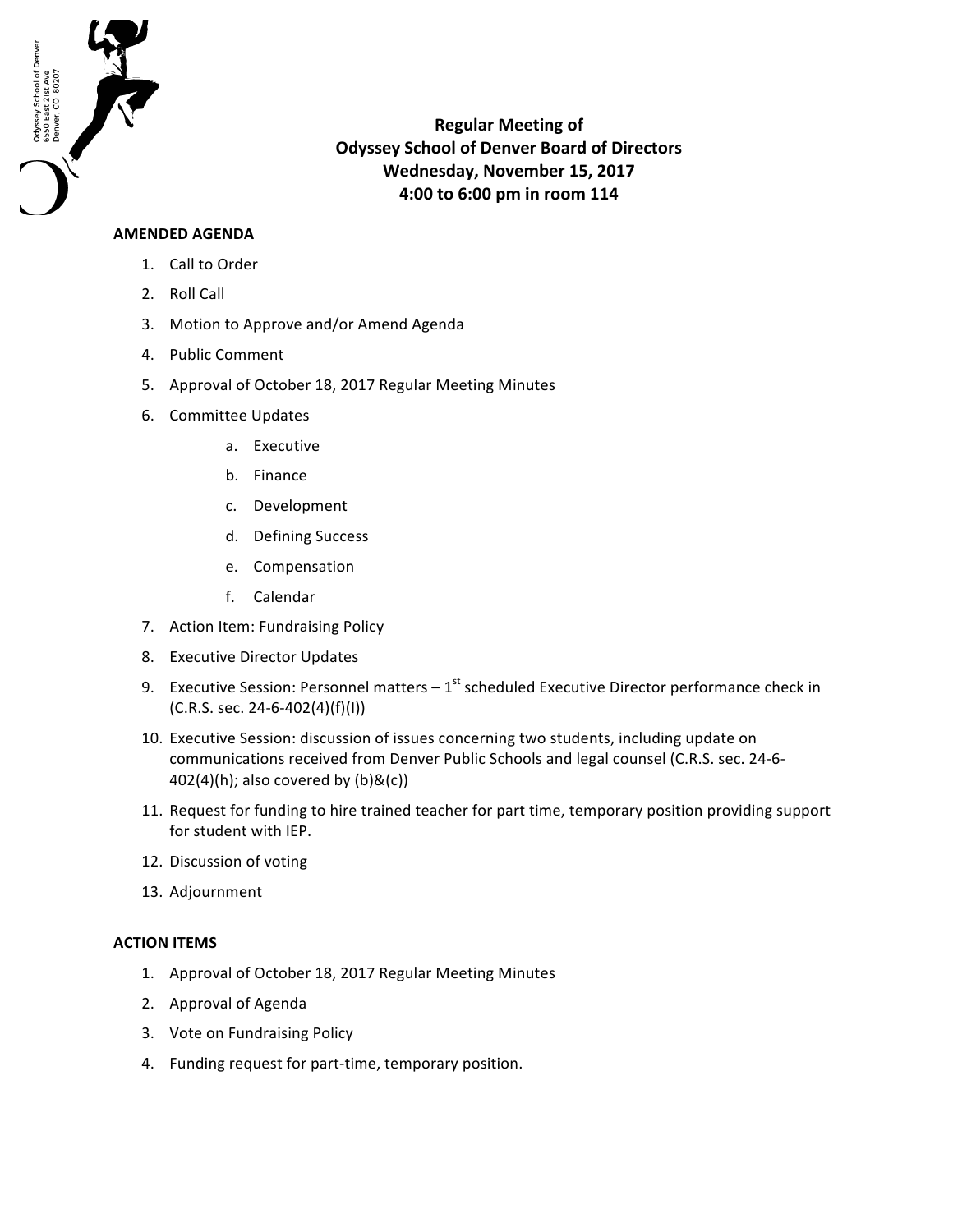**Regular Meeting of**
**Odyssey School of Denver Board of Directors**
**Wednesday, November 15, 2017**
**4:00 to 6:00 pm in room 114**

Odyssey School of Denver
6550 East 21st Ave
Denver, CO 80207

**AMENDED AGENDA**

1. Call to Order
2. Roll Call
3. Motion to Approve and/or Amend Agenda
4. Public Comment
5. Approval of October 18, 2017 Regular Meeting Minutes
6. Committee Updates
    a. Executive
    b. Finance
    c. Development
    d. Defining Success
    e. Compensation
    f. Calendar
7. Action Item: Fundraising Policy
8. Executive Director Updates
9. Executive Session: Personnel matters – 1st scheduled Executive Director performance check in (C.R.S. sec. 24-6-402(4)(f)(I))
10. Executive Session: discussion of issues concerning two students, including update on communications received from Denver Public Schools and legal counsel (C.R.S. sec. 24-6-402(4)(h); also covered by (b)&(c))
11. Request for funding to hire trained teacher for part time, temporary position providing support for student with IEP.
12. Discussion of voting
13. Adjournment

**ACTION ITEMS**

1. Approval of October 18, 2017 Regular Meeting Minutes
2. Approval of Agenda
3. Vote on Fundraising Policy
4. Funding request for part-time, temporary position.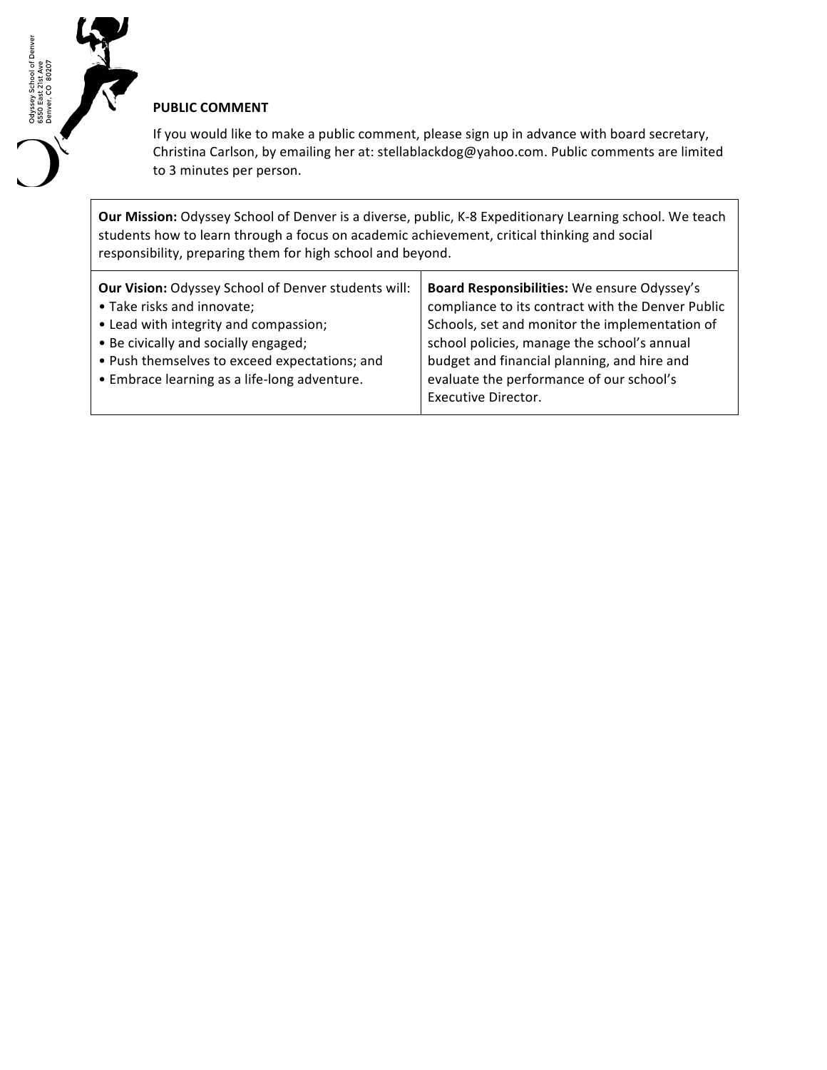**PUBLIC COMMENT**

If you would like to make a public comment, please sign up in advance with board secretary, Christina Carlson, by emailing her at: stellablackdog@yahoo.com. Public comments are limited to 3 minutes per person.

**Our Mission:** Odyssey School of Denver is a diverse, public, K-8 Expeditionary Learning school. We teach students how to learn through a focus on academic achievement, critical thinking and social responsibility, preparing them for high school and beyond.

**Our Vision:** Odyssey School of Denver students will:

- Take risks and innovate;
- Lead with integrity and compassion;
- Be civically and socially engaged;
- Push themselves to exceed expectations; and
- Embrace learning as a life-long adventure.

**Board Responsibilities:** We ensure Odyssey's compliance to its contract with the Denver Public Schools, set and monitor the implementation of school policies, manage the school's annual budget and financial planning, and hire and evaluate the performance of our school's Executive Director.